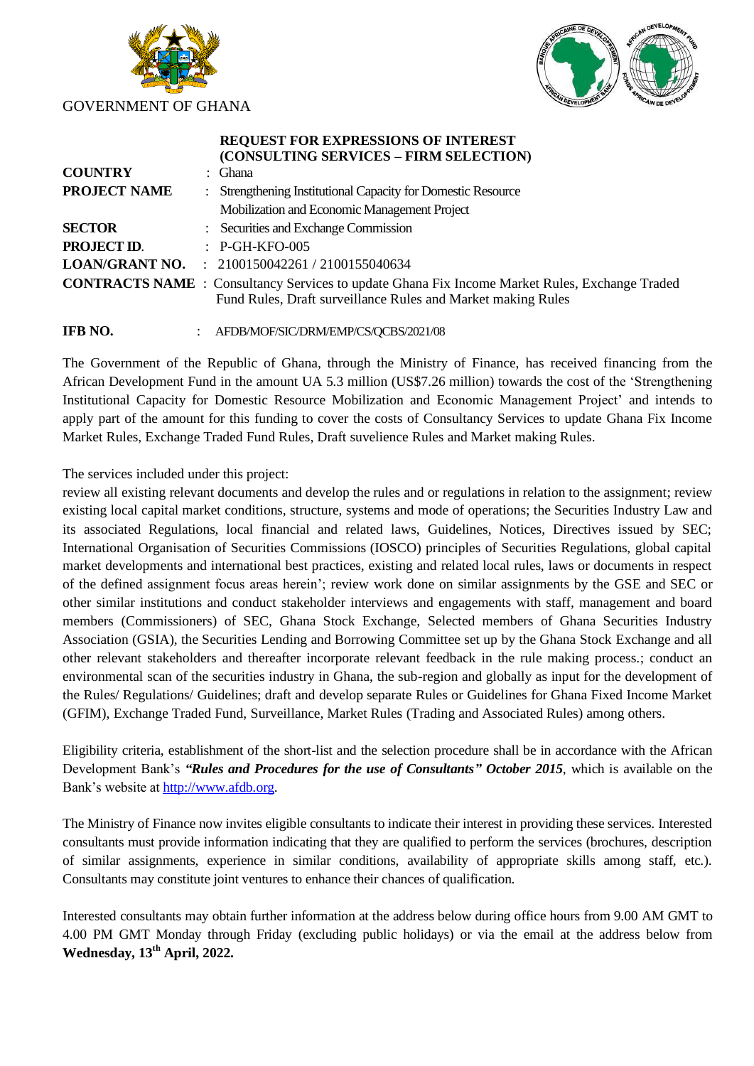GOVERNMENT OF GHANA

**REQUEST FOR EXPRESSIONS OF INTEREST**
**(CONSULTING SERVICES – FIRM SELECTION)**

| | |
|---|---|
| **COUNTRY** | : Ghana |
| **PROJECT NAME** | : Strengthening Institutional Capacity for Domestic Resource Mobilization and Economic Management Project |
| **SECTOR** | : Securities and Exchange Commission |
| **PROJECT ID.** | : P-GH-KFO-005 |
| **LOAN/GRANT NO.** | : 2100150042261 / 2100155040634 |
| **CONTRACTS NAME** | : Consultancy Services to update Ghana Fix Income Market Rules, Exchange Traded Fund Rules, Draft surveillance Rules and Market making Rules |

**IFB NO.** : AFDB/MOF/SIC/DRM/EMP/CS/QCBS/2021/08

The Government of the Republic of Ghana, through the Ministry of Finance, has received financing from the African Development Fund in the amount UA 5.3 million (US$7.26 million) towards the cost of the 'Strengthening Institutional Capacity for Domestic Resource Mobilization and Economic Management Project' and intends to apply part of the amount for this funding to cover the costs of Consultancy Services to update Ghana Fix Income Market Rules, Exchange Traded Fund Rules, Draft suvelience Rules and Market making Rules.

The services included under this project:
review all existing relevant documents and develop the rules and or regulations in relation to the assignment; review existing local capital market conditions, structure, systems and mode of operations; the Securities Industry Law and its associated Regulations, local financial and related laws, Guidelines, Notices, Directives issued by SEC; International Organisation of Securities Commissions (IOSCO) principles of Securities Regulations, global capital market developments and international best practices, existing and related local rules, laws or documents in respect of the defined assignment focus areas herein'; review work done on similar assignments by the GSE and SEC or other similar institutions and conduct stakeholder interviews and engagements with staff, management and board members (Commissioners) of SEC, Ghana Stock Exchange, Selected members of Ghana Securities Industry Association (GSIA), the Securities Lending and Borrowing Committee set up by the Ghana Stock Exchange and all other relevant stakeholders and thereafter incorporate relevant feedback in the rule making process.; conduct an environmental scan of the securities industry in Ghana, the sub-region and globally as input for the development of the Rules/ Regulations/ Guidelines; draft and develop separate Rules or Guidelines for Ghana Fixed Income Market (GFIM), Exchange Traded Fund, Surveillance, Market Rules (Trading and Associated Rules) among others.

Eligibility criteria, establishment of the short-list and the selection procedure shall be in accordance with the African Development Bank's ***"Rules and Procedures for the use of Consultants" October 2015***, which is available on the Bank's website at http://www.afdb.org.

The Ministry of Finance now invites eligible consultants to indicate their interest in providing these services. Interested consultants must provide information indicating that they are qualified to perform the services (brochures, description of similar assignments, experience in similar conditions, availability of appropriate skills among staff, etc.). Consultants may constitute joint ventures to enhance their chances of qualification.

Interested consultants may obtain further information at the address below during office hours from 9.00 AM GMT to 4.00 PM GMT Monday through Friday (excluding public holidays) or via the email at the address below from **Wednesday, 13th April, 2022.**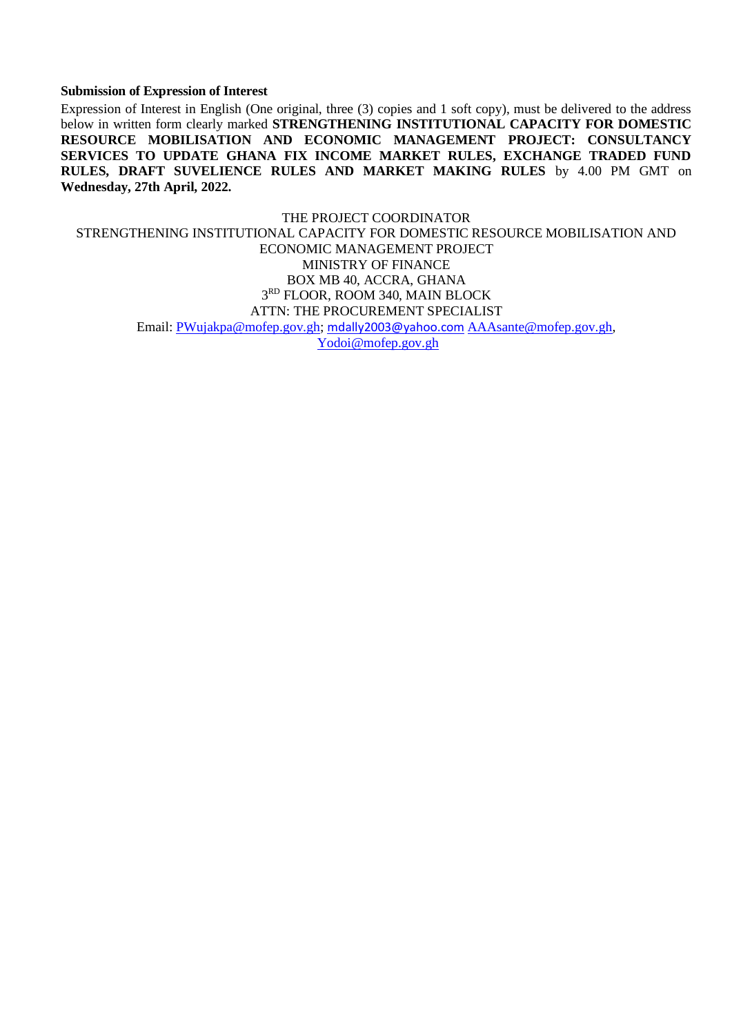**Submission of Expression of Interest**

Expression of Interest in English (One original, three (3) copies and 1 soft copy), must be delivered to the address below in written form clearly marked **STRENGTHENING INSTITUTIONAL CAPACITY FOR DOMESTIC RESOURCE MOBILISATION AND ECONOMIC MANAGEMENT PROJECT: CONSULTANCY SERVICES TO UPDATE GHANA FIX INCOME MARKET RULES, EXCHANGE TRADED FUND RULES, DRAFT SUVELIENCE RULES AND MARKET MAKING RULES** by 4.00 PM GMT on **Wednesday, 27th April, 2022.**

THE PROJECT COORDINATOR
STRENGTHENING INSTITUTIONAL CAPACITY FOR DOMESTIC RESOURCE MOBILISATION AND ECONOMIC MANAGEMENT PROJECT
MINISTRY OF FINANCE
BOX MB 40, ACCRA, GHANA
3RD FLOOR, ROOM 340, MAIN BLOCK
ATTN: THE PROCUREMENT SPECIALIST
Email: PWujakpa@mofep.gov.gh; mdally2003@yahoo.com AAAsante@mofep.gov.gh, Yodoi@mofep.gov.gh